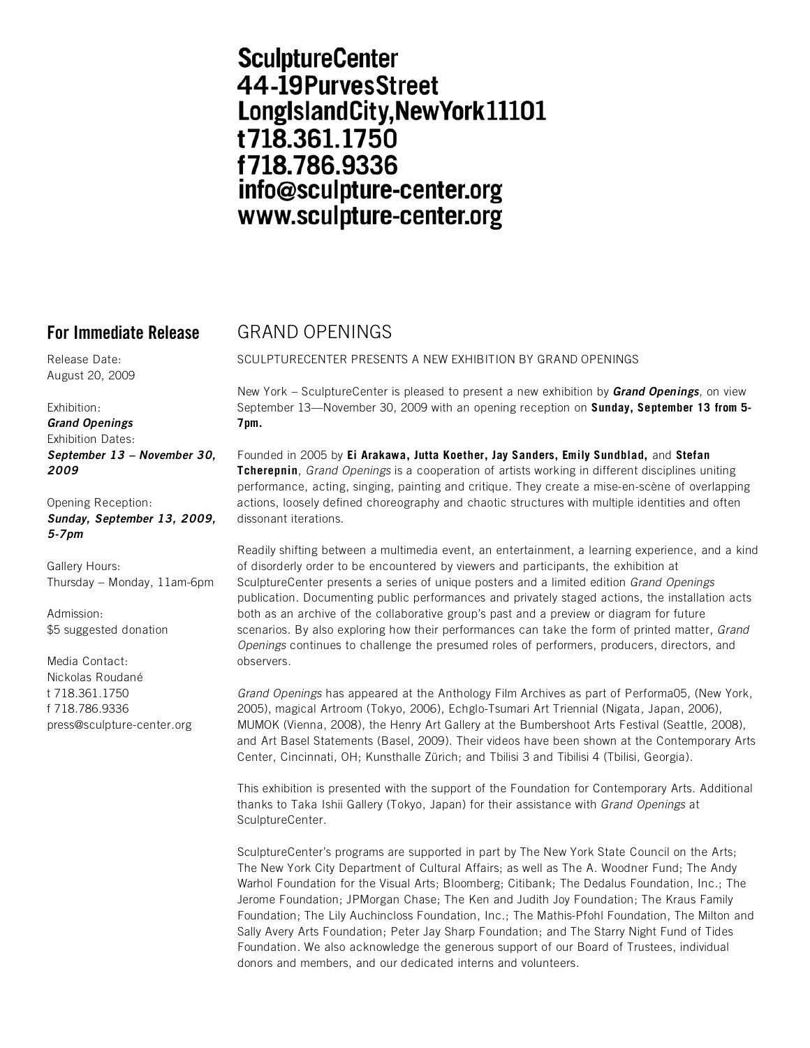**SculptureCenter**
**44-19PurvesStreet**
**LongIslandCity,NewYork11101**
**t718.361.1750**
**f718.786.9336**
**info@sculpture-center.org**
**www.sculpture-center.org**

## For Immediate Release

Release Date:
August 20, 2009

Exhibition:
***Grand Openings***
Exhibition Dates:
***September 13 – November 30, 2009***

Opening Reception:
***Sunday, September 13, 2009, 5-7pm***

Gallery Hours:
Thursday – Monday, 11am-6pm

Admission:
$5 suggested donation

Media Contact:
Nickolas Roudané
t 718.361.1750
f 718.786.9336
press@sculpture-center.org

# GRAND OPENINGS

SCULPTURECENTER PRESENTS A NEW EXHIBITION BY GRAND OPENINGS

New York – SculptureCenter is pleased to present a new exhibition by ***Grand Openings***, on view September 13—November 30, 2009 with an opening reception on **Sunday, September 13 from 5-7pm.**

Founded in 2005 by **Ei Arakawa, Jutta Koether, Jay Sanders, Emily Sundblad,** and **Stefan Tcherepnin**, *Grand Openings* is a cooperation of artists working in different disciplines uniting performance, acting, singing, painting and critique. They create a mise-en-scène of overlapping actions, loosely defined choreography and chaotic structures with multiple identities and often dissonant iterations.

Readily shifting between a multimedia event, an entertainment, a learning experience, and a kind of disorderly order to be encountered by viewers and participants, the exhibition at SculptureCenter presents a series of unique posters and a limited edition *Grand Openings* publication. Documenting public performances and privately staged actions, the installation acts both as an archive of the collaborative group's past and a preview or diagram for future scenarios. By also exploring how their performances can take the form of printed matter, *Grand Openings* continues to challenge the presumed roles of performers, producers, directors, and observers.

*Grand Openings* has appeared at the Anthology Film Archives as part of Performa05, (New York, 2005), magical Artroom (Tokyo, 2006), Echglo-Tsumari Art Triennial (Nigata, Japan, 2006), MUMOK (Vienna, 2008), the Henry Art Gallery at the Bumbershoot Arts Festival (Seattle, 2008), and Art Basel Statements (Basel, 2009). Their videos have been shown at the Contemporary Arts Center, Cincinnati, OH; Kunsthalle Zürich; and Tbilisi 3 and Tibilisi 4 (Tbilisi, Georgia).

This exhibition is presented with the support of the Foundation for Contemporary Arts. Additional thanks to Taka Ishii Gallery (Tokyo, Japan) for their assistance with *Grand Openings* at SculptureCenter.

SculptureCenter's programs are supported in part by The New York State Council on the Arts; The New York City Department of Cultural Affairs; as well as The A. Woodner Fund; The Andy Warhol Foundation for the Visual Arts; Bloomberg; Citibank; The Dedalus Foundation, Inc.; The Jerome Foundation; JPMorgan Chase; The Ken and Judith Joy Foundation; The Kraus Family Foundation; The Lily Auchincloss Foundation, Inc.; The Mathis-Pfohl Foundation, The Milton and Sally Avery Arts Foundation; Peter Jay Sharp Foundation; and The Starry Night Fund of Tides Foundation. We also acknowledge the generous support of our Board of Trustees, individual donors and members, and our dedicated interns and volunteers.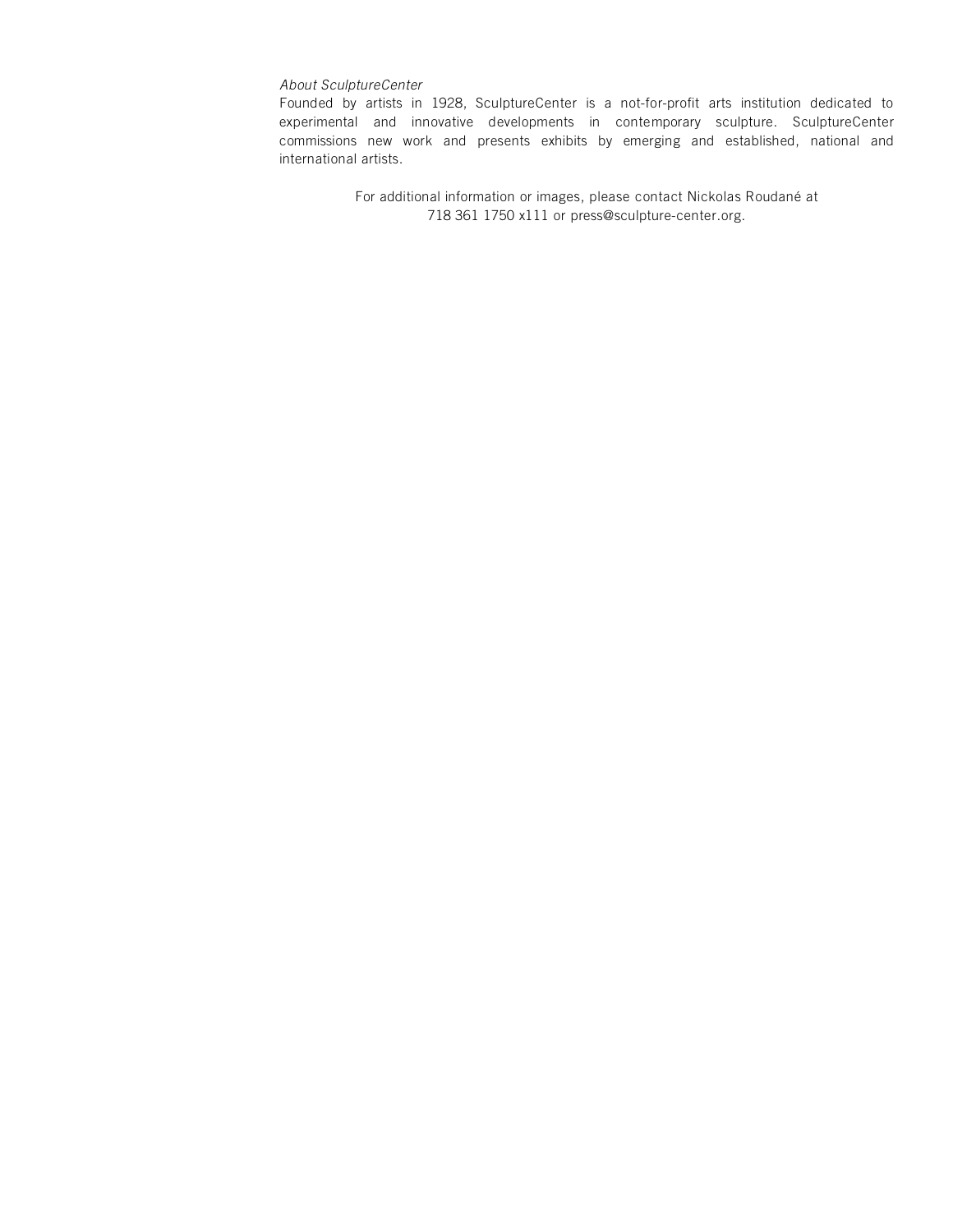*About SculptureCenter*

Founded by artists in 1928, SculptureCenter is a not-for-profit arts institution dedicated to experimental and innovative developments in contemporary sculpture. SculptureCenter commissions new work and presents exhibits by emerging and established, national and international artists.

For additional information or images, please contact Nickolas Roudané at 718 361 1750 x111 or press@sculpture-center.org.